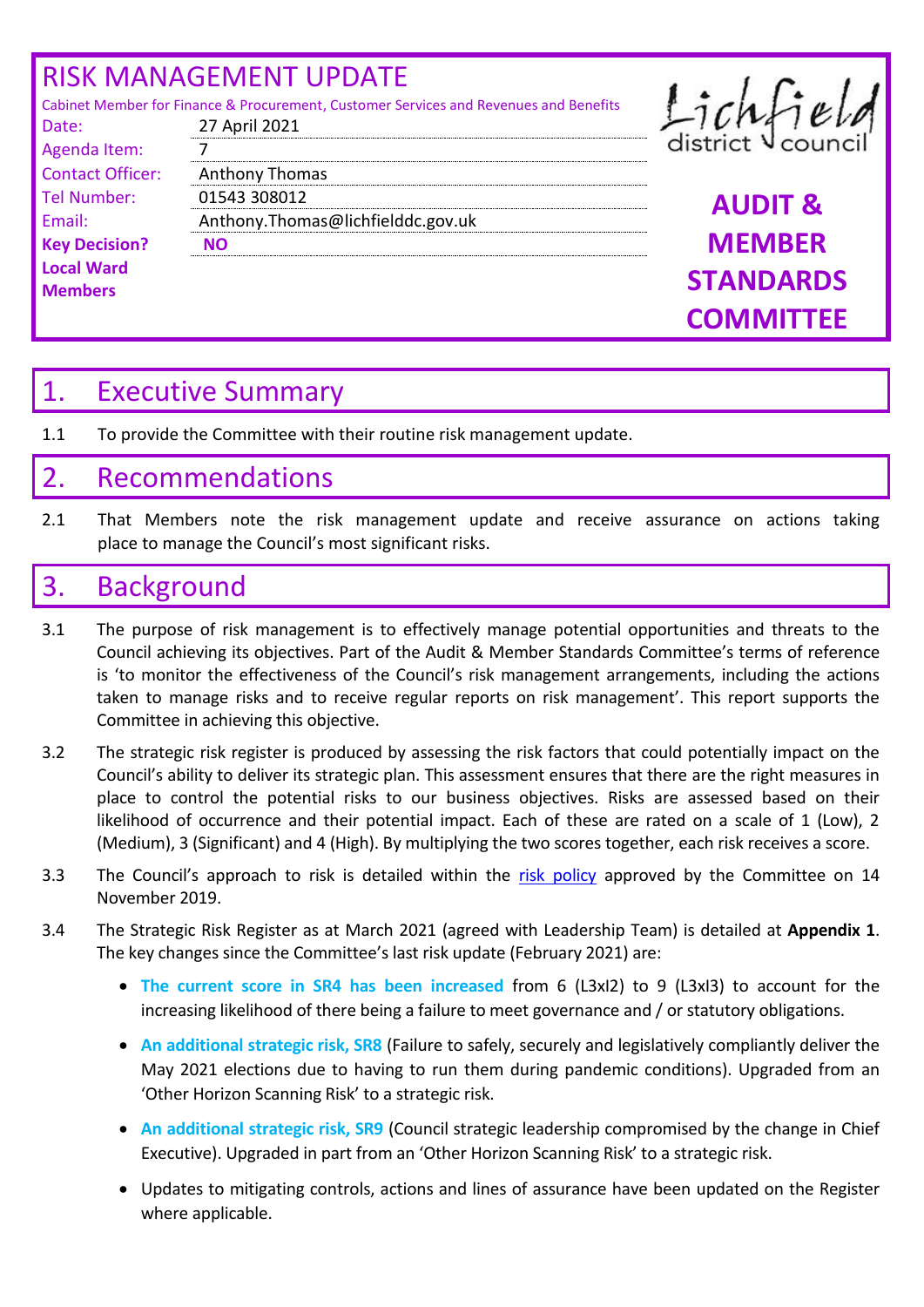# RISK MANAGEMENT UPDATE

Cabinet Member for Finance & Procurement, Customer Services and Revenues and Benefits

| | |
|---|---|
| Date: | 27 April 2021 |
| Agenda Item: | 7 |
| Contact Officer: | Anthony Thomas |
| Tel Number: | 01543 308012 |
| Email: | Anthony.Thomas@lichfielddc.gov.uk |
| **Key Decision?** | **NO** |
| **Local Ward Members** | |

Lichfield district council

**AUDIT & MEMBER STANDARDS COMMITTEE**

## 1. Executive Summary

1.1 To provide the Committee with their routine risk management update.

## 2. Recommendations

2.1 That Members note the risk management update and receive assurance on actions taking place to manage the Council's most significant risks.

## 3. Background

3.1 The purpose of risk management is to effectively manage potential opportunities and threats to the Council achieving its objectives. Part of the Audit & Member Standards Committee's terms of reference is 'to monitor the effectiveness of the Council's risk management arrangements, including the actions taken to manage risks and to receive regular reports on risk management'. This report supports the Committee in achieving this objective.

3.2 The strategic risk register is produced by assessing the risk factors that could potentially impact on the Council's ability to deliver its strategic plan. This assessment ensures that there are the right measures in place to control the potential risks to our business objectives. Risks are assessed based on their likelihood of occurrence and their potential impact. Each of these are rated on a scale of 1 (Low), 2 (Medium), 3 (Significant) and 4 (High). By multiplying the two scores together, each risk receives a score.

3.3 The Council's approach to risk is detailed within the risk policy approved by the Committee on 14 November 2019.

3.4 The Strategic Risk Register as at March 2021 (agreed with Leadership Team) is detailed at **Appendix 1**. The key changes since the Committee's last risk update (February 2021) are:

- **The current score in SR4 has been increased** from 6 (L3xI2) to 9 (L3xI3) to account for the increasing likelihood of there being a failure to meet governance and / or statutory obligations.
- **An additional strategic risk, SR8** (Failure to safely, securely and legislatively compliantly deliver the May 2021 elections due to having to run them during pandemic conditions). Upgraded from an 'Other Horizon Scanning Risk' to a strategic risk.
- **An additional strategic risk, SR9** (Council strategic leadership compromised by the change in Chief Executive). Upgraded in part from an 'Other Horizon Scanning Risk' to a strategic risk.
- Updates to mitigating controls, actions and lines of assurance have been updated on the Register where applicable.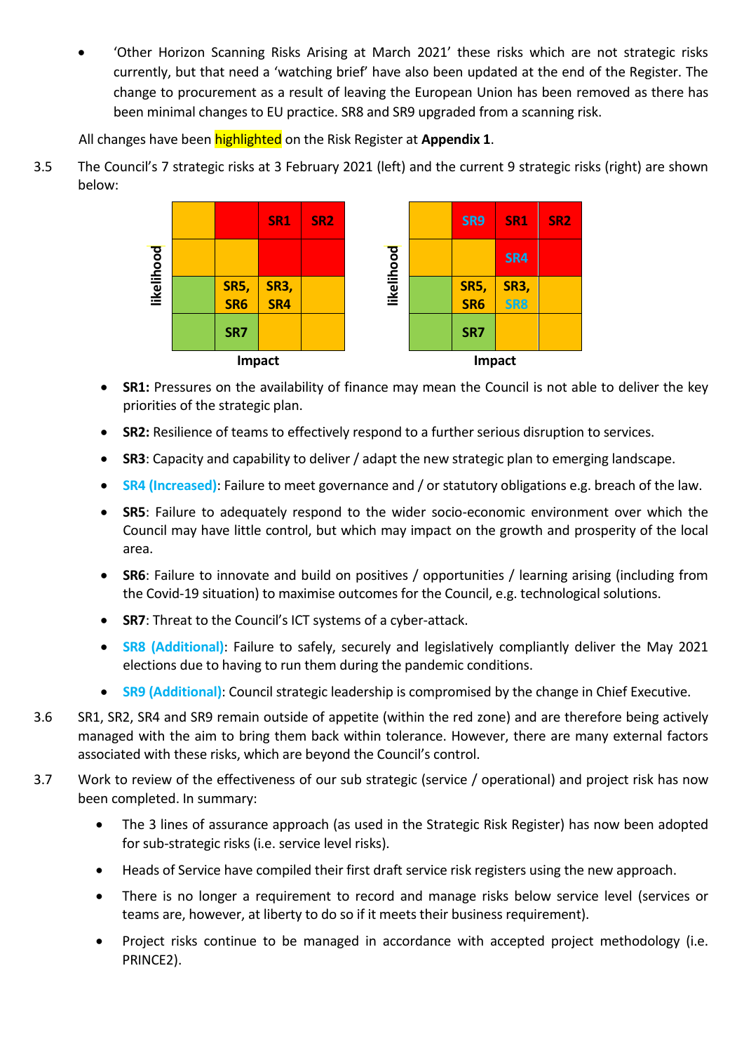- 'Other Horizon Scanning Risks Arising at March 2021' these risks which are not strategic risks currently, but that need a 'watching brief' have also been updated at the end of the Register. The change to procurement as a result of leaving the European Union has been removed as there has been minimal changes to EU practice. SR8 and SR9 upgraded from a scanning risk.

All changes have been highlighted on the Risk Register at **Appendix 1**.

3.5 The Council's 7 strategic risks at 3 February 2021 (left) and the current 9 strategic risks (right) are shown below:

February 2021 (likelihood vs Impact):

| | | | |
|---|---|---|---|
| | | SR1 | SR2 |
| | | | |
| | SR5, SR6 | SR3, SR4 | |
| | SR7 | | |

Current (likelihood vs Impact):

| | | | |
|---|---|---|---|
| | SR9 | SR1 | SR2 |
| | | SR4 | |
| | SR5, SR6 | SR3, SR8 | |
| | SR7 | | |

- **SR1:** Pressures on the availability of finance may mean the Council is not able to deliver the key priorities of the strategic plan.
- **SR2:** Resilience of teams to effectively respond to a further serious disruption to services.
- **SR3**: Capacity and capability to deliver / adapt the new strategic plan to emerging landscape.
- **SR4 (Increased)**: Failure to meet governance and / or statutory obligations e.g. breach of the law.
- **SR5**: Failure to adequately respond to the wider socio-economic environment over which the Council may have little control, but which may impact on the growth and prosperity of the local area.
- **SR6**: Failure to innovate and build on positives / opportunities / learning arising (including from the Covid-19 situation) to maximise outcomes for the Council, e.g. technological solutions.
- **SR7**: Threat to the Council's ICT systems of a cyber-attack.
- **SR8 (Additional)**: Failure to safely, securely and legislatively compliantly deliver the May 2021 elections due to having to run them during the pandemic conditions.
- **SR9 (Additional)**: Council strategic leadership is compromised by the change in Chief Executive.

3.6 SR1, SR2, SR4 and SR9 remain outside of appetite (within the red zone) and are therefore being actively managed with the aim to bring them back within tolerance. However, there are many external factors associated with these risks, which are beyond the Council's control.

3.7 Work to review of the effectiveness of our sub strategic (service / operational) and project risk has now been completed. In summary:

- The 3 lines of assurance approach (as used in the Strategic Risk Register) has now been adopted for sub-strategic risks (i.e. service level risks).
- Heads of Service have compiled their first draft service risk registers using the new approach.
- There is no longer a requirement to record and manage risks below service level (services or teams are, however, at liberty to do so if it meets their business requirement).
- Project risks continue to be managed in accordance with accepted project methodology (i.e. PRINCE2).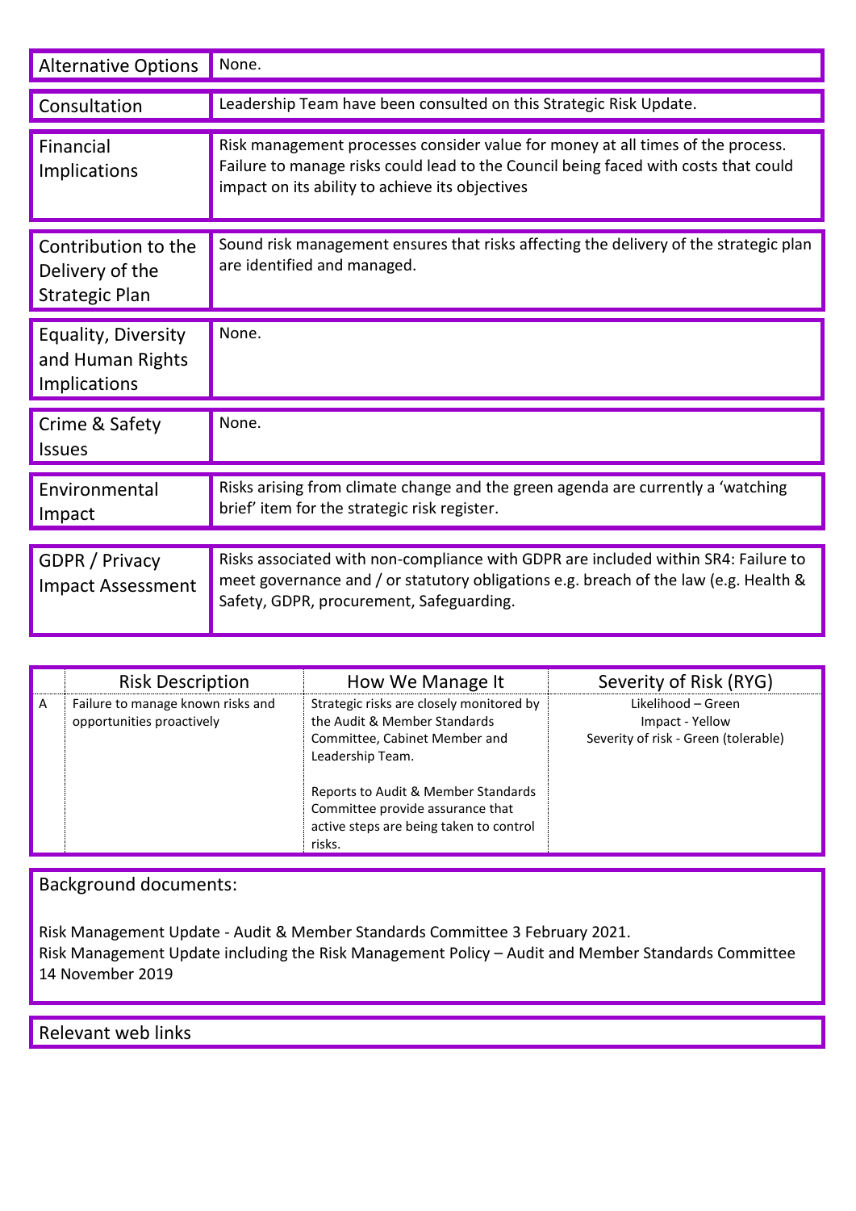| Alternative Options | None. |
|---|---|

| Consultation | Leadership Team have been consulted on this Strategic Risk Update. |
|---|---|

| Financial Implications | Risk management processes consider value for money at all times of the process. Failure to manage risks could lead to the Council being faced with costs that could impact on its ability to achieve its objectives |
|---|---|

| Contribution to the Delivery of the Strategic Plan | Sound risk management ensures that risks affecting the delivery of the strategic plan are identified and managed. |
|---|---|

| Equality, Diversity and Human Rights Implications | None. |
|---|---|

| Crime & Safety Issues | None. |
|---|---|

| Environmental Impact | Risks arising from climate change and the green agenda are currently a 'watching brief' item for the strategic risk register. |
|---|---|

| GDPR / Privacy Impact Assessment | Risks associated with non-compliance with GDPR are included within SR4: Failure to meet governance and / or statutory obligations e.g. breach of the law (e.g. Health & Safety, GDPR, procurement, Safeguarding. |
|---|---|

| | Risk Description | How We Manage It | Severity of Risk (RYG) |
|---|---|---|---|
| A | Failure to manage known risks and opportunities proactively | Strategic risks are closely monitored by the Audit & Member Standards Committee, Cabinet Member and Leadership Team.<br><br>Reports to Audit & Member Standards Committee provide assurance that active steps are being taken to control risks. | Likelihood – Green<br>Impact - Yellow<br>Severity of risk - Green (tolerable) |

## Background documents:

Risk Management Update - Audit & Member Standards Committee 3 February 2021.
Risk Management Update including the Risk Management Policy – Audit and Member Standards Committee 14 November 2019

## Relevant web links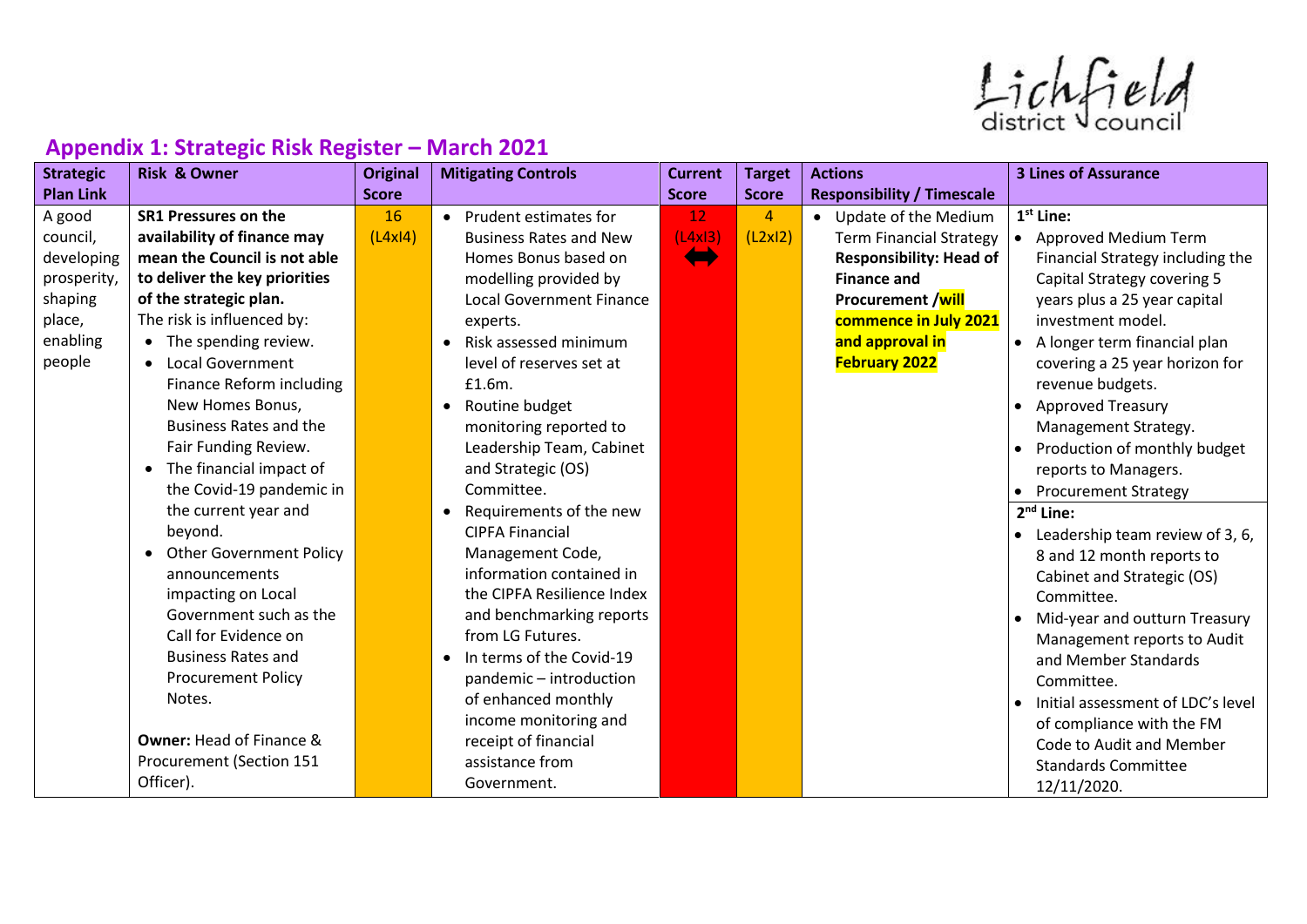## Appendix 1: Strategic Risk Register – March 2021

| Strategic Plan Link | Risk & Owner | Original Score | Mitigating Controls | Current Score | Target Score | Actions Responsibility / Timescale | 3 Lines of Assurance |
|---|---|---|---|---|---|---|---|
| A good council, developing prosperity, shaping place, enabling people | **SR1 Pressures on the availability of finance may mean the Council is not able to deliver the key priorities of the strategic plan.**<br>The risk is influenced by:<br>• The spending review.<br>• Local Government Finance Reform including New Homes Bonus, Business Rates and the Fair Funding Review.<br>• The financial impact of the Covid-19 pandemic in the current year and beyond.<br>• Other Government Policy announcements impacting on Local Government such as the Call for Evidence on Business Rates and Procurement Policy Notes.<br><br>**Owner:** Head of Finance & Procurement (Section 151 Officer). | 16 (L4xI4) | • Prudent estimates for Business Rates and New Homes Bonus based on modelling provided by Local Government Finance experts.<br>• Risk assessed minimum level of reserves set at £1.6m.<br>• Routine budget monitoring reported to Leadership Team, Cabinet and Strategic (OS) Committee.<br>• Requirements of the new CIPFA Financial Management Code, information contained in the CIPFA Resilience Index and benchmarking reports from LG Futures.<br>• In terms of the Covid-19 pandemic – introduction of enhanced monthly income monitoring and receipt of financial assistance from Government. | 12 (L4xI3) ⬌ | 4 (L2xI2) | • Update of the Medium Term Financial Strategy **Responsibility: Head of Finance and Procurement /will commence in July 2021 and approval in February 2022** | **1st Line:**<br>• Approved Medium Term Financial Strategy including the Capital Strategy covering 5 years plus a 25 year capital investment model.<br>• A longer term financial plan covering a 25 year horizon for revenue budgets.<br>• Approved Treasury Management Strategy.<br>• Production of monthly budget reports to Managers.<br>• Procurement Strategy<br>**2nd Line:**<br>• Leadership team review of 3, 6, 8 and 12 month reports to Cabinet and Strategic (OS) Committee.<br>• Mid-year and outturn Treasury Management reports to Audit and Member Standards Committee.<br>• Initial assessment of LDC's level of compliance with the FM Code to Audit and Member Standards Committee 12/11/2020. |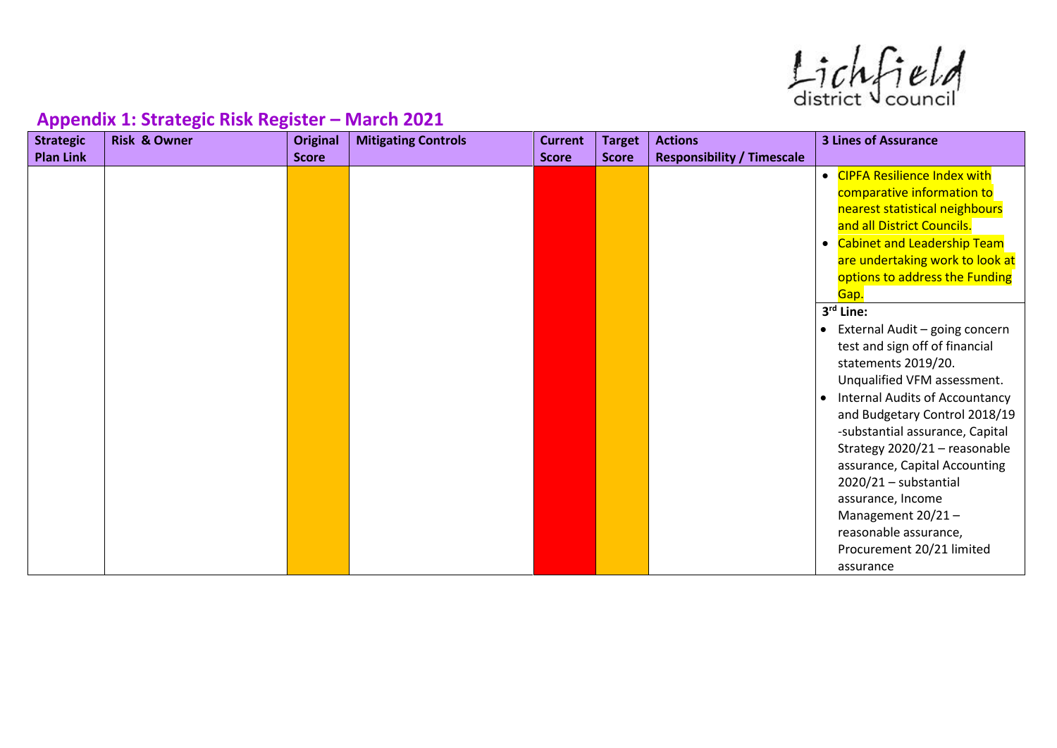## Appendix 1: Strategic Risk Register – March 2021

| Strategic Plan Link | Risk & Owner | Original Score | Mitigating Controls | Current Score | Target Score | Actions Responsibility / Timescale | 3 Lines of Assurance |
|---|---|---|---|---|---|---|---|
| | | | | | | | • CIPFA Resilience Index with comparative information to nearest statistical neighbours and all District Councils.<br>• Cabinet and Leadership Team are undertaking work to look at options to address the Funding Gap.<br>**3rd Line:**<br>• External Audit – going concern test and sign off of financial statements 2019/20. Unqualified VFM assessment.<br>• Internal Audits of Accountancy and Budgetary Control 2018/19 -substantial assurance, Capital Strategy 2020/21 – reasonable assurance, Capital Accounting 2020/21 – substantial assurance, Income Management 20/21 – reasonable assurance, Procurement 20/21 limited assurance |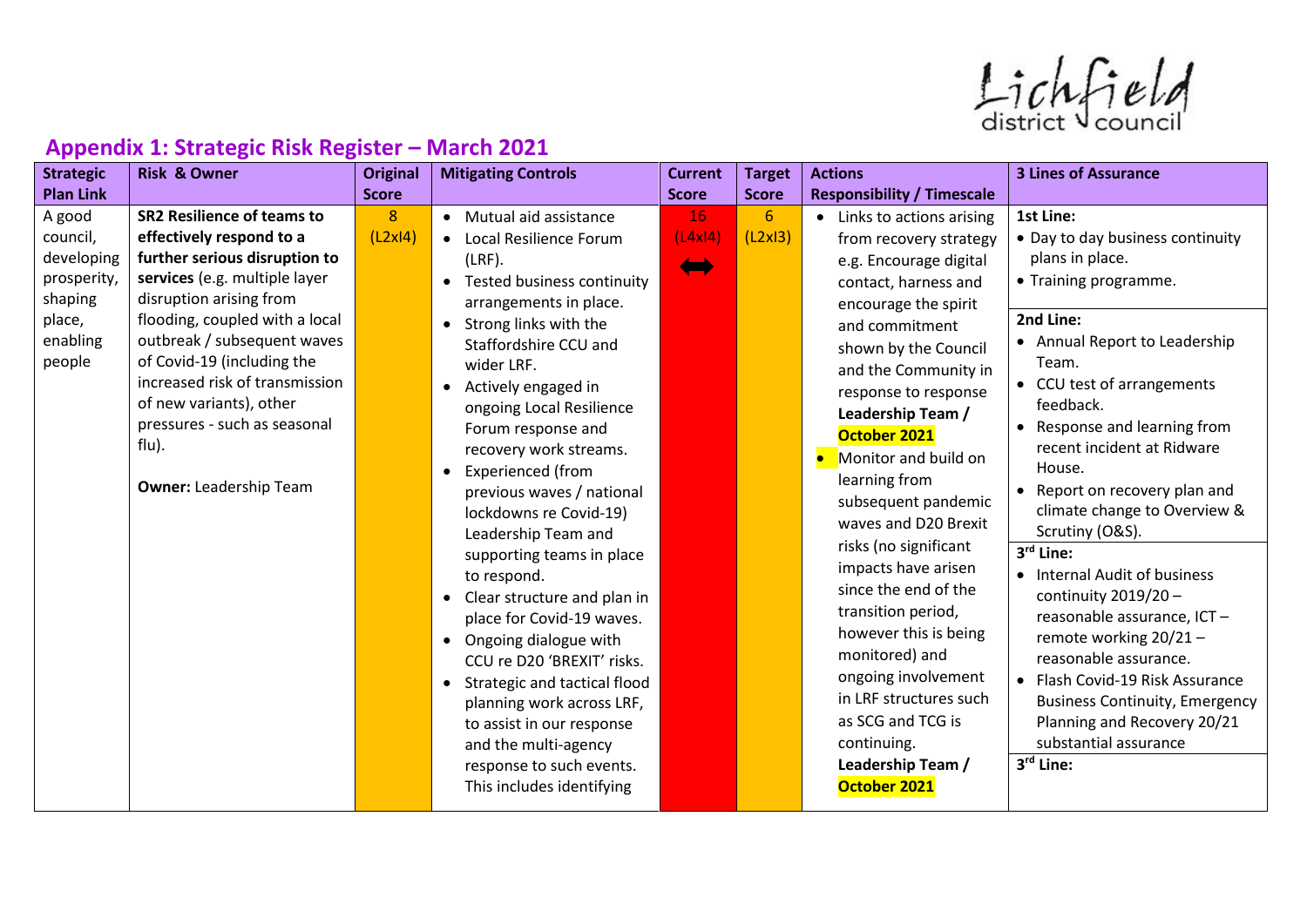## Appendix 1: Strategic Risk Register – March 2021

| Strategic Plan Link | Risk & Owner | Original Score | Mitigating Controls | Current Score | Target Score | Actions Responsibility / Timescale | 3 Lines of Assurance |
|---|---|---|---|---|---|---|---|
| A good council, developing prosperity, shaping place, enabling people | **SR2 Resilience of teams to effectively respond to a further serious disruption to services** (e.g. multiple layer disruption arising from flooding, coupled with a local outbreak / subsequent waves of Covid-19 (including the increased risk of transmission of new variants), other pressures - such as seasonal flu).<br><br>**Owner:** Leadership Team | 8 (L2xI4) | • Mutual aid assistance<br>• Local Resilience Forum (LRF).<br>• Tested business continuity arrangements in place.<br>• Strong links with the Staffordshire CCU and wider LRF.<br>• Actively engaged in ongoing Local Resilience Forum response and recovery work streams.<br>• Experienced (from previous waves / national lockdowns re Covid-19) Leadership Team and supporting teams in place to respond.<br>• Clear structure and plan in place for Covid-19 waves.<br>• Ongoing dialogue with CCU re D20 'BREXIT' risks.<br>• Strategic and tactical flood planning work across LRF, to assist in our response and the multi-agency response to such events. This includes identifying | 16 (L4xI4) ⬌ | 6 (L2xI3) | • Links to actions arising from recovery strategy e.g. Encourage digital contact, harness and encourage the spirit and commitment shown by the Council and the Community in response to response **Leadership Team / October 2021**<br>• Monitor and build on learning from subsequent pandemic waves and D20 Brexit risks (no significant impacts have arisen since the end of the transition period, however this is being monitored) and ongoing involvement in LRF structures such as SCG and TCG is continuing. **Leadership Team / October 2021** | **1st Line:**<br>• Day to day business continuity plans in place.<br>• Training programme.<br><br>**2nd Line:**<br>• Annual Report to Leadership Team.<br>• CCU test of arrangements feedback.<br>• Response and learning from recent incident at Ridware House.<br>• Report on recovery plan and climate change to Overview & Scrutiny (O&S).<br><br>**3rd Line:**<br>• Internal Audit of business continuity 2019/20 – reasonable assurance, ICT – remote working 20/21 – reasonable assurance.<br>• Flash Covid-19 Risk Assurance Business Continuity, Emergency Planning and Recovery 20/21 substantial assurance<br><br>**3rd Line:** |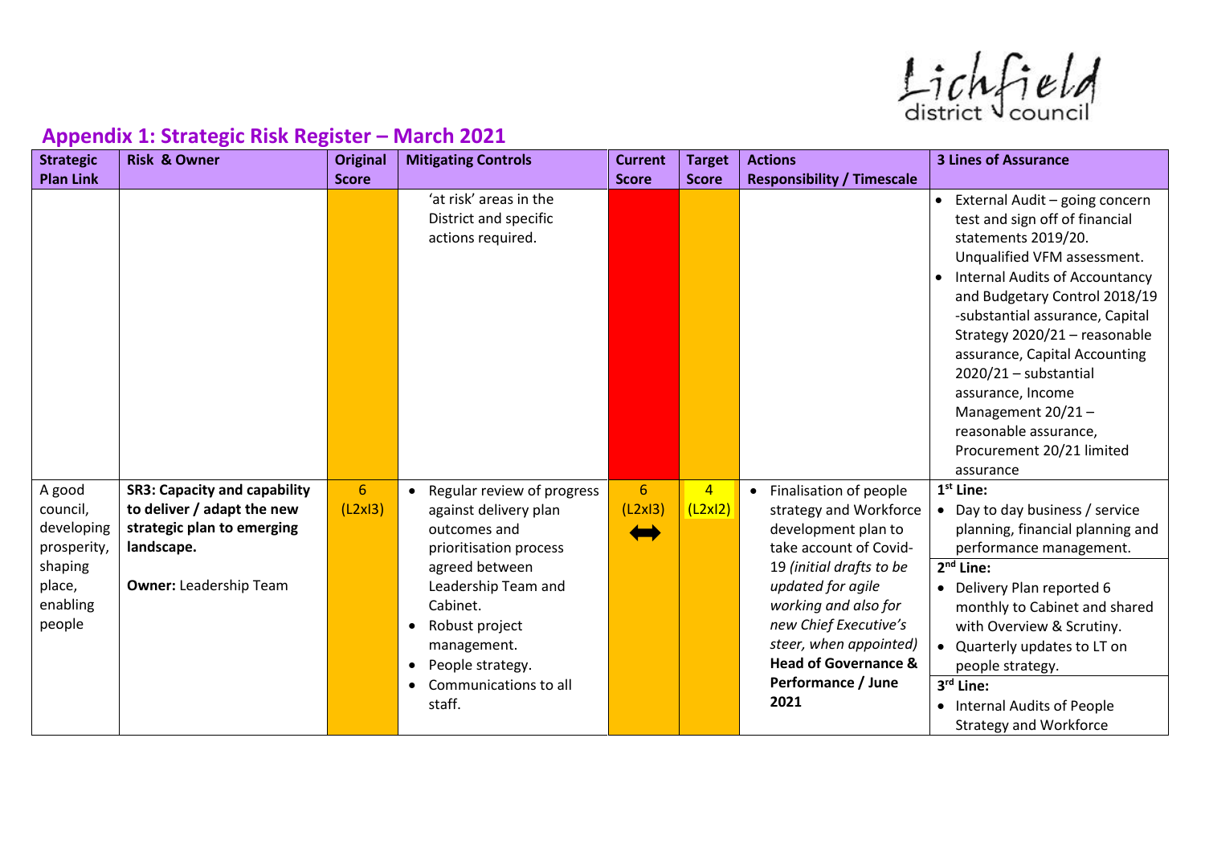## Appendix 1: Strategic Risk Register – March 2021

| Strategic Plan Link | Risk & Owner | Original Score | Mitigating Controls | Current Score | Target Score | Actions Responsibility / Timescale | 3 Lines of Assurance |
|---|---|---|---|---|---|---|---|
| | | | 'at risk' areas in the District and specific actions required. | | | | • External Audit – going concern test and sign off of financial statements 2019/20. Unqualified VFM assessment.<br>• Internal Audits of Accountancy and Budgetary Control 2018/19 -substantial assurance, Capital Strategy 2020/21 – reasonable assurance, Capital Accounting 2020/21 – substantial assurance, Income Management 20/21 – reasonable assurance, Procurement 20/21 limited assurance |
| A good council, developing prosperity, shaping place, enabling people | **SR3: Capacity and capability to deliver / adapt the new strategic plan to emerging landscape.**<br><br>**Owner:** Leadership Team | 6 (L2xI3) | • Regular review of progress against delivery plan outcomes and prioritisation process agreed between Leadership Team and Cabinet.<br>• Robust project management.<br>• People strategy.<br>• Communications to all staff. | 6 (L2xI3) ⬌ | 4 (L2xI2) | • Finalisation of people strategy and Workforce development plan to take account of Covid-19 *(initial drafts to be updated for agile working and also for new Chief Executive's steer, when appointed)*<br>**Head of Governance & Performance / June 2021** | **1st Line:**<br>• Day to day business / service planning, financial planning and performance management.<br>**2nd Line:**<br>• Delivery Plan reported 6 monthly to Cabinet and shared with Overview & Scrutiny.<br>• Quarterly updates to LT on people strategy.<br>**3rd Line:**<br>• Internal Audits of People Strategy and Workforce |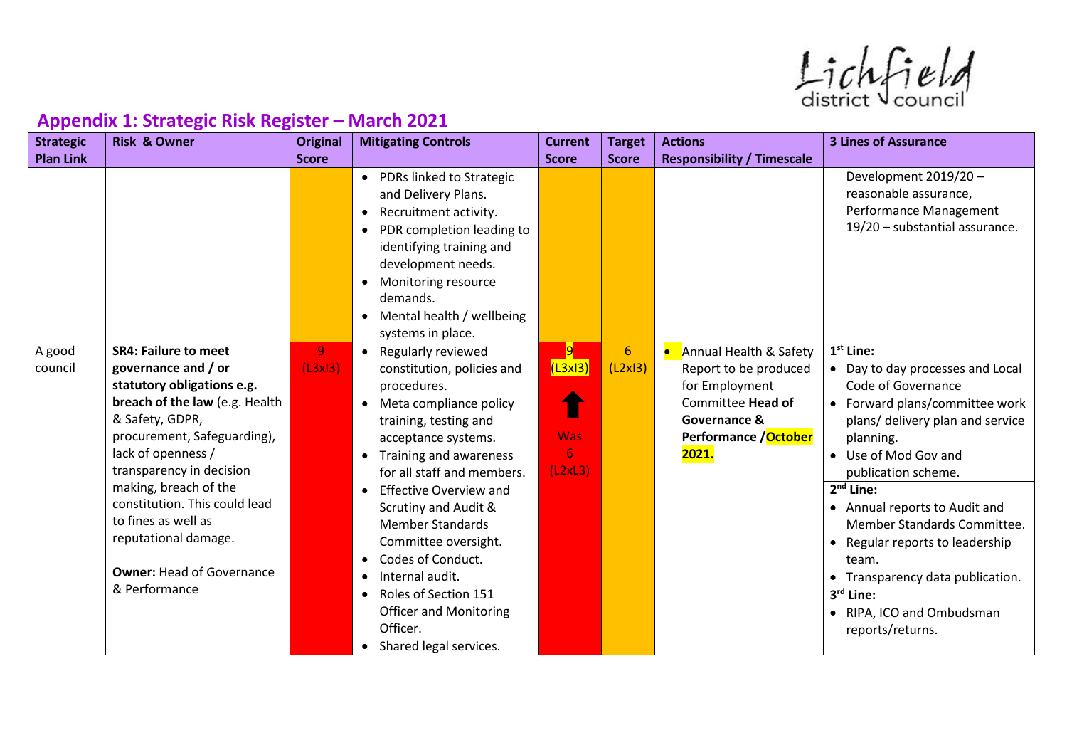## Appendix 1: Strategic Risk Register – March 2021

| Strategic Plan Link | Risk & Owner | Original Score | Mitigating Controls | Current Score | Target Score | Actions Responsibility / Timescale | 3 Lines of Assurance |
|---|---|---|---|---|---|---|---|
| | | | • PDRs linked to Strategic and Delivery Plans.<br>• Recruitment activity.<br>• PDR completion leading to identifying training and development needs.<br>• Monitoring resource demands.<br>• Mental health / wellbeing systems in place. | | | | Development 2019/20 – reasonable assurance, Performance Management 19/20 – substantial assurance. |
| A good council | **SR4: Failure to meet governance and / or statutory obligations e.g. breach of the law** (e.g. Health & Safety, GDPR, procurement, Safeguarding), lack of openness / transparency in decision making, breach of the constitution. This could lead to fines as well as reputational damage.<br><br>**Owner:** Head of Governance & Performance | 9 (L3xI3) | • Regularly reviewed constitution, policies and procedures.<br>• Meta compliance policy training, testing and acceptance systems.<br>• Training and awareness for all staff and members.<br>• Effective Overview and Scrutiny and Audit & Member Standards Committee oversight.<br>• Codes of Conduct.<br>• Internal audit.<br>• Roles of Section 151 Officer and Monitoring Officer.<br>• Shared legal services. | 9 (L3xI3) ⬆ Was 6 (L2xL3) | 6 (L2xI3) | • Annual Health & Safety Report to be produced for Employment Committee **Head of Governance & Performance / October 2021.** | **1st Line:**<br>• Day to day processes and Local Code of Governance<br>• Forward plans/committee work plans/ delivery plan and service planning.<br>• Use of Mod Gov and publication scheme.<br>**2nd Line:**<br>• Annual reports to Audit and Member Standards Committee.<br>• Regular reports to leadership team.<br>• Transparency data publication.<br>**3rd Line:**<br>• RIPA, ICO and Ombudsman reports/returns. |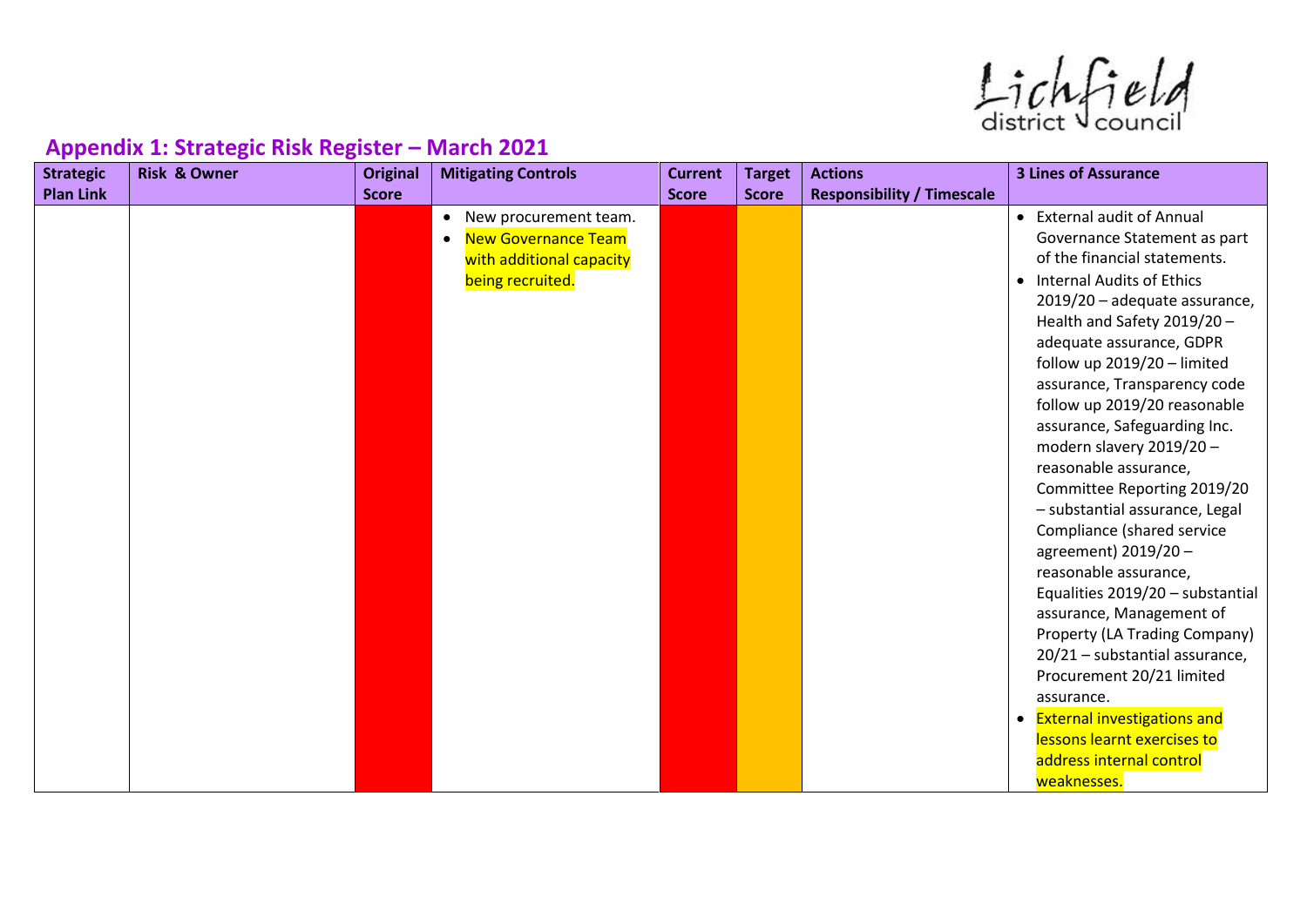## Appendix 1: Strategic Risk Register – March 2021

| Strategic Plan Link | Risk & Owner | Original Score | Mitigating Controls | Current Score | Target Score | Actions Responsibility / Timescale | 3 Lines of Assurance |
|---|---|---|---|---|---|---|---|
| | | | • New procurement team.<br>• New Governance Team with additional capacity being recruited. | | | | • External audit of Annual Governance Statement as part of the financial statements.<br>• Internal Audits of Ethics 2019/20 – adequate assurance, Health and Safety 2019/20 – adequate assurance, GDPR follow up 2019/20 – limited assurance, Transparency code follow up 2019/20 reasonable assurance, Safeguarding Inc. modern slavery 2019/20 – reasonable assurance, Committee Reporting 2019/20 – substantial assurance, Legal Compliance (shared service agreement) 2019/20 – reasonable assurance, Equalities 2019/20 – substantial assurance, Management of Property (LA Trading Company) 20/21 – substantial assurance, Procurement 20/21 limited assurance.<br>• External investigations and lessons learnt exercises to address internal control weaknesses. |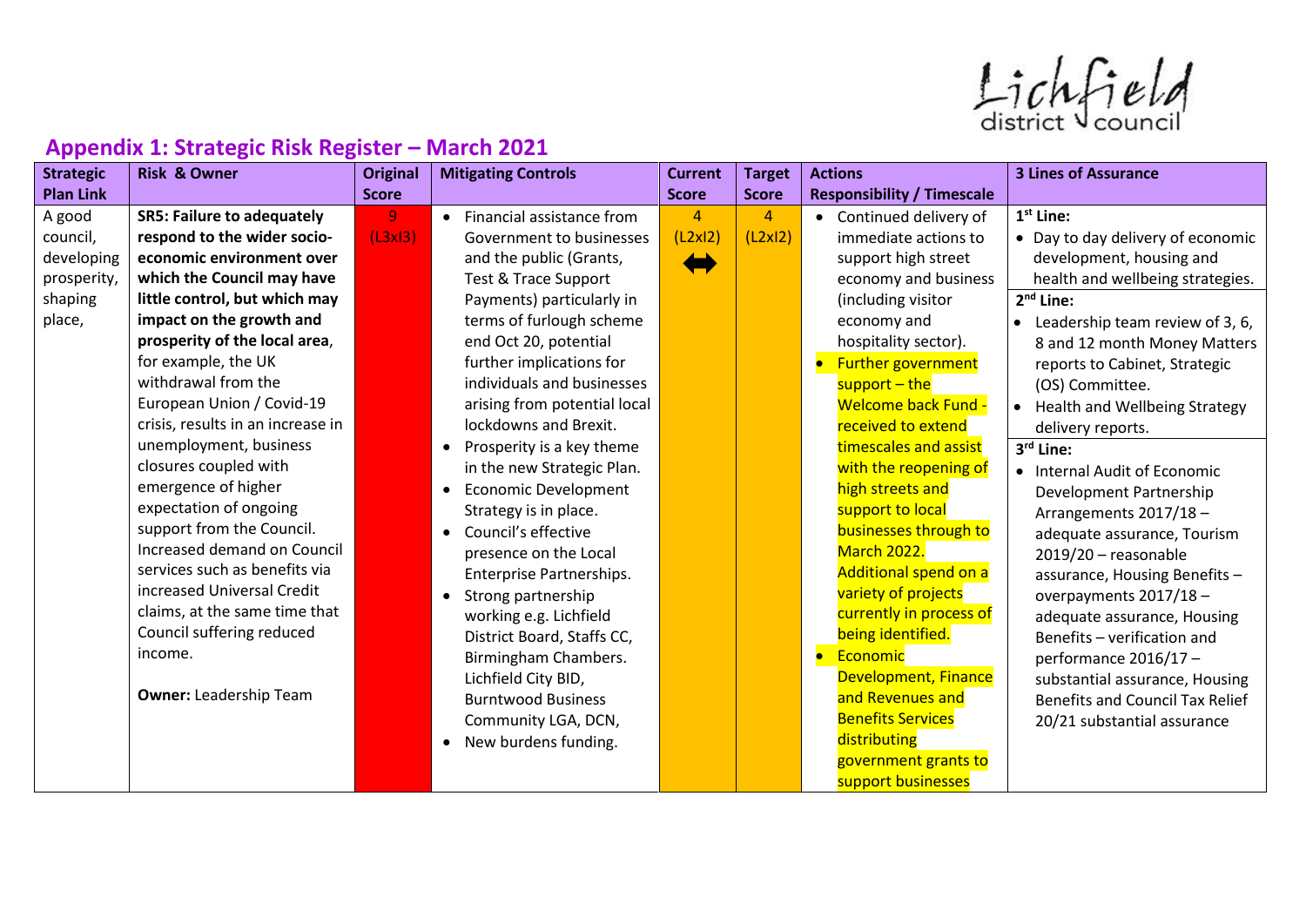## Appendix 1: Strategic Risk Register – March 2021

| Strategic Plan Link | Risk & Owner | Original Score | Mitigating Controls | Current Score | Target Score | Actions Responsibility / Timescale | 3 Lines of Assurance |
|---|---|---|---|---|---|---|---|
| A good council, developing prosperity, shaping place, | **SR5: Failure to adequately respond to the wider socio-economic environment over which the Council may have little control, but which may impact on the growth and prosperity of the local area**, for example, the UK withdrawal from the European Union / Covid-19 crisis, results in an increase in unemployment, business closures coupled with emergence of higher expectation of ongoing support from the Council. Increased demand on Council services such as benefits via increased Universal Credit claims, at the same time that Council suffering reduced income.<br><br>**Owner:** Leadership Team | 9 (L3xI3) | • Financial assistance from Government to businesses and the public (Grants, Test & Trace Support Payments) particularly in terms of furlough scheme end Oct 20, potential further implications for individuals and businesses arising from potential local lockdowns and Brexit.<br>• Prosperity is a key theme in the new Strategic Plan.<br>• Economic Development Strategy is in place.<br>• Council's effective presence on the Local Enterprise Partnerships.<br>• Strong partnership working e.g. Lichfield District Board, Staffs CC, Birmingham Chambers. Lichfield City BID, Burntwood Business Community LGA, DCN,<br>• New burdens funding. | 4 (L2xI2) ⬌ | 4 (L2xI2) | • Continued delivery of immediate actions to support high street economy and business (including visitor economy and hospitality sector).<br>• Further government support – the Welcome back Fund - received to extend timescales and assist with the reopening of high streets and support to local businesses through to March 2022. Additional spend on a variety of projects currently in process of being identified.<br>• Economic Development, Finance and Revenues and Benefits Services distributing government grants to support businesses | **1st Line:**<br>• Day to day delivery of economic development, housing and health and wellbeing strategies.<br>**2nd Line:**<br>• Leadership team review of 3, 6, 8 and 12 month Money Matters reports to Cabinet, Strategic (OS) Committee.<br>• Health and Wellbeing Strategy delivery reports.<br>**3rd Line:**<br>• Internal Audit of Economic Development Partnership Arrangements 2017/18 – adequate assurance, Tourism 2019/20 – reasonable assurance, Housing Benefits – overpayments 2017/18 – adequate assurance, Housing Benefits – verification and performance 2016/17 – substantial assurance, Housing Benefits and Council Tax Relief 20/21 substantial assurance |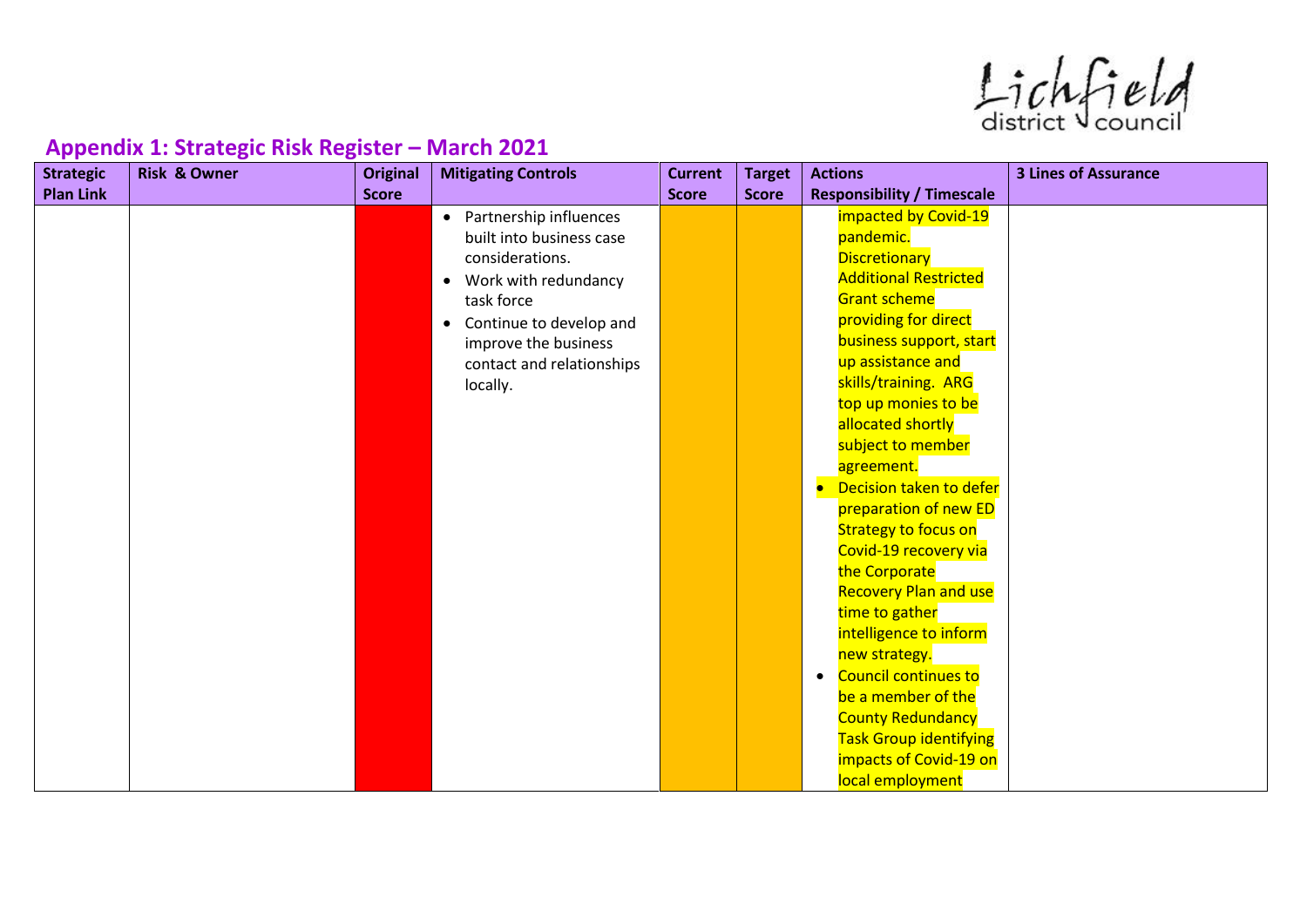## Appendix 1: Strategic Risk Register – March 2021

| Strategic Plan Link | Risk & Owner | Original Score | Mitigating Controls | Current Score | Target Score | Actions Responsibility / Timescale | 3 Lines of Assurance |
|---|---|---|---|---|---|---|---|
| | | | • Partnership influences built into business case considerations.<br>• Work with redundancy task force<br>• Continue to develop and improve the business contact and relationships locally. | | | impacted by Covid-19 pandemic. Discretionary Additional Restricted Grant scheme providing for direct business support, start up assistance and skills/training. ARG top up monies to be allocated shortly subject to member agreement.<br>• Decision taken to defer preparation of new ED Strategy to focus on Covid-19 recovery via the Corporate Recovery Plan and use time to gather intelligence to inform new strategy.<br>• Council continues to be a member of the County Redundancy Task Group identifying impacts of Covid-19 on local employment | |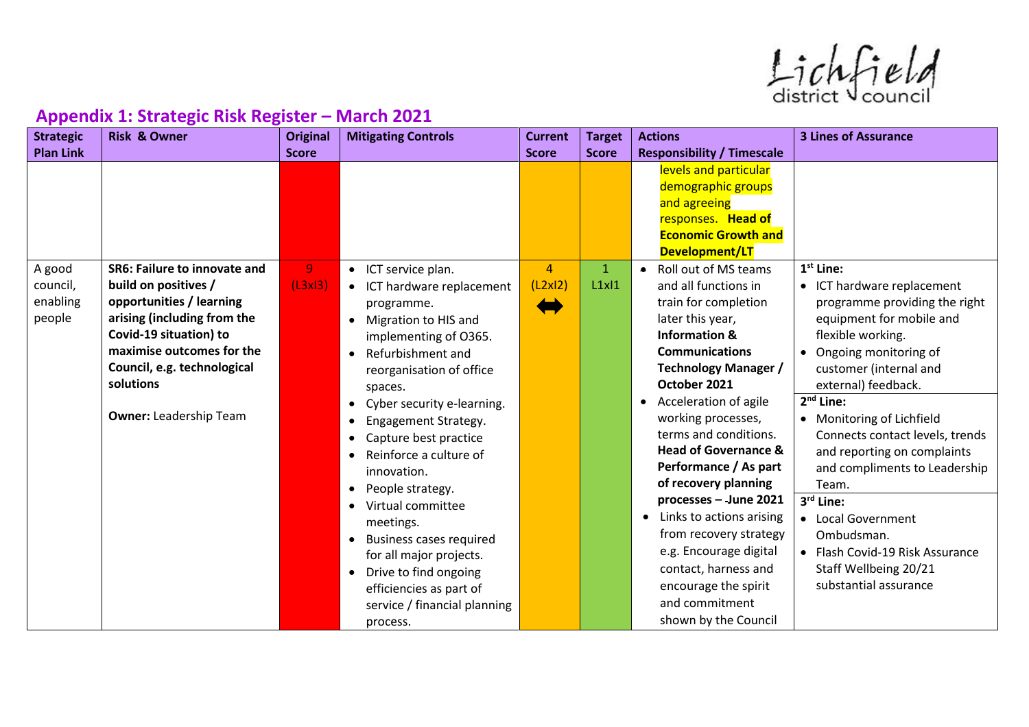## Appendix 1: Strategic Risk Register – March 2021

| Strategic Plan Link | Risk & Owner | Original Score | Mitigating Controls | Current Score | Target Score | Actions Responsibility / Timescale | 3 Lines of Assurance |
|---|---|---|---|---|---|---|---|
| | | | | | | levels and particular demographic groups and agreeing responses. **Head of Economic Growth and Development/LT** | |
| A good council, enabling people | **SR6: Failure to innovate and build on positives / opportunities / learning arising (including from the Covid-19 situation) to maximise outcomes for the Council, e.g. technological solutions**<br><br>**Owner:** Leadership Team | 9 (L3xI3) | • ICT service plan.<br>• ICT hardware replacement programme.<br>• Migration to HIS and implementing of O365.<br>• Refurbishment and reorganisation of office spaces.<br>• Cyber security e-learning.<br>• Engagement Strategy.<br>• Capture best practice<br>• Reinforce a culture of innovation.<br>• People strategy.<br>• Virtual committee meetings.<br>• Business cases required for all major projects.<br>• Drive to find ongoing efficiencies as part of service / financial planning process. | 4 (L2xI2) ⬌ | 1 L1xI1 | • Roll out of MS teams and all functions in train for completion later this year, **Information & Communications Technology Manager / October 2021**<br>• Acceleration of agile working processes, terms and conditions. **Head of Governance & Performance / As part of recovery planning processes – June 2021**<br>• Links to actions arising from recovery strategy e.g. Encourage digital contact, harness and encourage the spirit and commitment shown by the Council | **1st Line:**<br>• ICT hardware replacement programme providing the right equipment for mobile and flexible working.<br>• Ongoing monitoring of customer (internal and external) feedback.<br>**2nd Line:**<br>• Monitoring of Lichfield Connects contact levels, trends and reporting on complaints and compliments to Leadership Team.<br>**3rd Line:**<br>• Local Government Ombudsman.<br>• Flash Covid-19 Risk Assurance Staff Wellbeing 20/21 substantial assurance |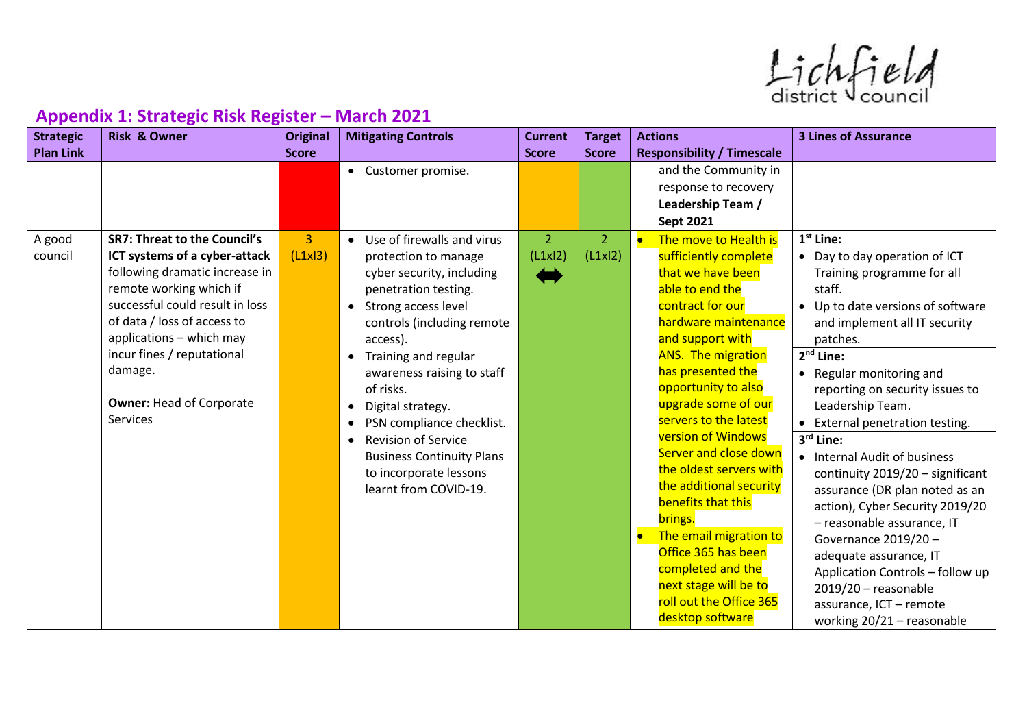## Appendix 1: Strategic Risk Register – March 2021

| Strategic Plan Link | Risk & Owner | Original Score | Mitigating Controls | Current Score | Target Score | Actions Responsibility / Timescale | 3 Lines of Assurance |
|---|---|---|---|---|---|---|---|
| | | | • Customer promise. | | | and the Community in response to recovery **Leadership Team / Sept 2021** | |
| A good council | **SR7: Threat to the Council's ICT systems of a cyber-attack** following dramatic increase in remote working which if successful could result in loss of data / loss of access to applications – which may incur fines / reputational damage.<br><br>**Owner:** Head of Corporate Services | 3 (L1xI3) | • Use of firewalls and virus protection to manage cyber security, including penetration testing.<br>• Strong access level controls (including remote access).<br>• Training and regular awareness raising to staff of risks.<br>• Digital strategy.<br>• PSN compliance checklist.<br>• Revision of Service Business Continuity Plans to incorporate lessons learnt from COVID-19. | 2 (L1xI2) ⬌ | 2 (L1xI2) | • The move to Health is sufficiently complete that we have been able to end the contract for our hardware maintenance and support with ANS. The migration has presented the opportunity to also upgrade some of our servers to the latest version of Windows Server and close down the oldest servers with the additional security benefits that this brings.<br>• The email migration to Office 365 has been completed and the next stage will be to roll out the Office 365 desktop software | **1st Line:**<br>• Day to day operation of ICT Training programme for all staff.<br>• Up to date versions of software and implement all IT security patches.<br>**2nd Line:**<br>• Regular monitoring and reporting on security issues to Leadership Team.<br>• External penetration testing.<br>**3rd Line:**<br>• Internal Audit of business continuity 2019/20 – significant assurance (DR plan noted as an action), Cyber Security 2019/20 – reasonable assurance, IT Governance 2019/20 – adequate assurance, IT Application Controls – follow up 2019/20 – reasonable assurance, ICT – remote working 20/21 – reasonable |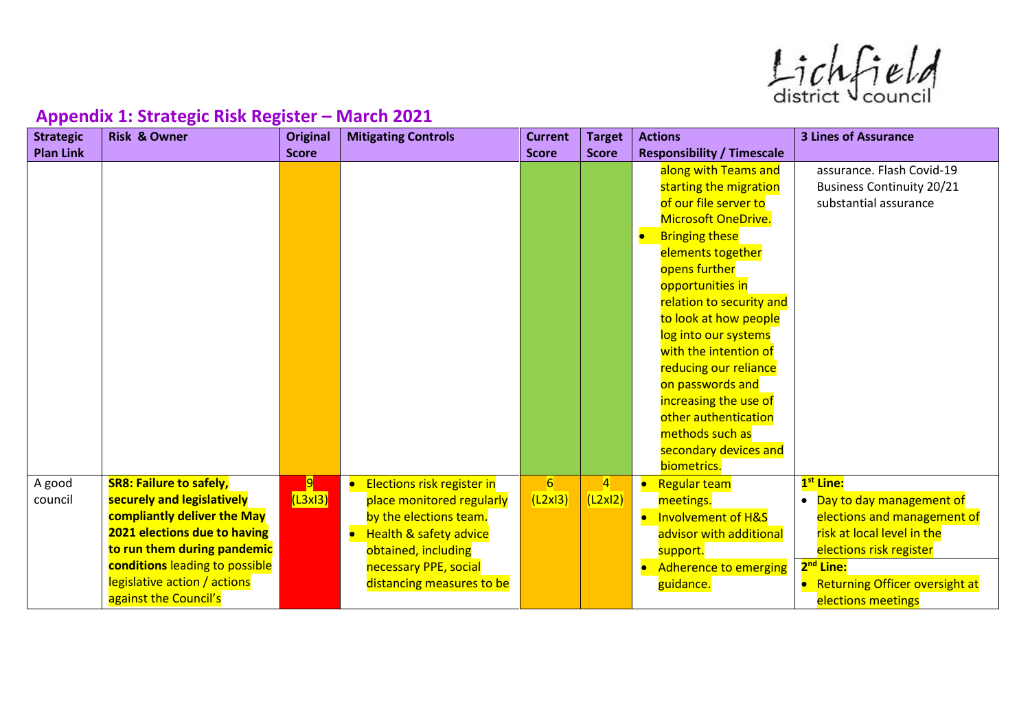## Appendix 1: Strategic Risk Register – March 2021

| Strategic Plan Link | Risk & Owner | Original Score | Mitigating Controls | Current Score | Target Score | Actions Responsibility / Timescale | 3 Lines of Assurance |
|---|---|---|---|---|---|---|---|
| | | | | | | along with Teams and starting the migration of our file server to Microsoft OneDrive.<br>• Bringing these elements together opens further opportunities in relation to security and to look at how people log into our systems with the intention of reducing our reliance on passwords and increasing the use of other authentication methods such as secondary devices and biometrics. | assurance. Flash Covid-19 Business Continuity 20/21 substantial assurance |
| A good council | **SR8: Failure to safely, securely and legislatively compliantly deliver the May 2021 elections due to having to run them during pandemic conditions** leading to possible legislative action / actions against the Council's | 9 (L3xI3) | • Elections risk register in place monitored regularly by the elections team.<br>• Health & safety advice obtained, including necessary PPE, social distancing measures to be | 6 (L2xI3) | 4 (L2xI2) | • Regular team meetings.<br>• Involvement of H&S advisor with additional support.<br>• Adherence to emerging guidance. | **1st Line:**<br>• Day to day management of elections and management of risk at local level in the elections risk register<br>**2nd Line:**<br>• Returning Officer oversight at elections meetings |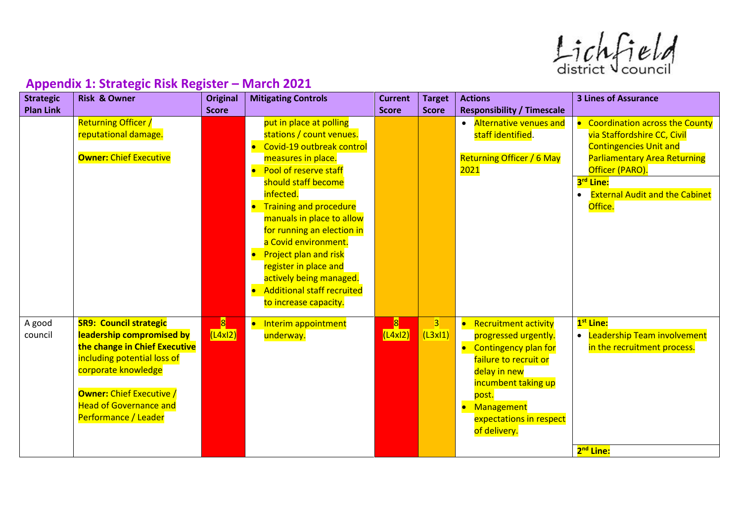## Appendix 1: Strategic Risk Register – March 2021

| Strategic Plan Link | Risk & Owner | Original Score | Mitigating Controls | Current Score | Target Score | Actions Responsibility / Timescale | 3 Lines of Assurance |
|---|---|---|---|---|---|---|---|
| | Returning Officer / reputational damage.<br><br>**Owner:** Chief Executive | | put in place at polling stations / count venues.<br>• Covid-19 outbreak control measures in place.<br>• Pool of reserve staff should staff become infected.<br>• Training and procedure manuals in place to allow for running an election in a Covid environment.<br>• Project plan and risk register in place and actively being managed.<br>• Additional staff recruited to increase capacity. | | | • Alternative venues and staff identified.<br><br>Returning Officer / 6 May 2021 | • Coordination across the County via Staffordshire CC, Civil Contingencies Unit and Parliamentary Area Returning Officer (PARO).<br>**3rd Line:**<br>• External Audit and the Cabinet Office. |
| A good council | **SR9: Council strategic leadership compromised by the change in Chief Executive** including potential loss of corporate knowledge<br><br>**Owner:** Chief Executive / Head of Governance and Performance / Leader | 8 (L4xI2) | • Interim appointment underway. | 8 (L4xI2) | 3 (L3xI1) | • Recruitment activity progressed urgently.<br>• Contingency plan for failure to recruit or delay in new incumbent taking up post.<br>• Management expectations in respect of delivery. | **1st Line:**<br>• Leadership Team involvement in the recruitment process.<br><br>**2nd Line:** |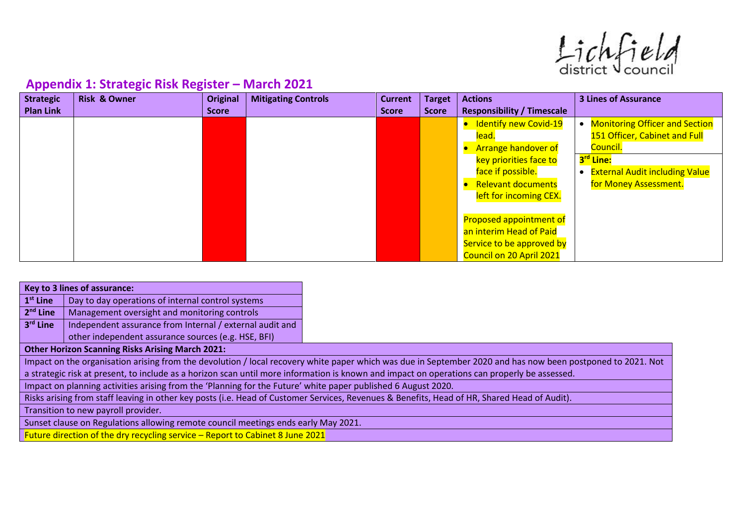# Appendix 1: Strategic Risk Register – March 2021

| Strategic Plan Link | Risk & Owner | Original Score | Mitigating Controls | Current Score | Target Score | Actions Responsibility / Timescale | 3 Lines of Assurance |
|---|---|---|---|---|---|---|---|
| | | | | | | • Identify new Covid-19 lead.<br>• Arrange handover of key priorities face to face if possible.<br>• Relevant documents left for incoming CEX.<br><br>Proposed appointment of an interim Head of Paid Service to be approved by Council on 20 April 2021 | • Monitoring Officer and Section 151 Officer, Cabinet and Full Council.<br>**3rd Line:**<br>• External Audit including Value for Money Assessment. |

| Key to 3 lines of assurance: | |
|---|---|
| **1st Line** | Day to day operations of internal control systems |
| **2nd Line** | Management oversight and monitoring controls |
| **3rd Line** | Independent assurance from Internal / external audit and other independent assurance sources (e.g. HSE, BFI) |

| Other Horizon Scanning Risks Arising March 2021: |
|---|
| Impact on the organisation arising from the devolution / local recovery white paper which was due in September 2020 and has now been postponed to 2021. Not a strategic risk at present, to include as a horizon scan until more information is known and impact on operations can properly be assessed. |
| Impact on planning activities arising from the 'Planning for the Future' white paper published 6 August 2020. |
| Risks arising from staff leaving in other key posts (i.e. Head of Customer Services, Revenues & Benefits, Head of HR, Shared Head of Audit). |
| Transition to new payroll provider. |
| Sunset clause on Regulations allowing remote council meetings ends early May 2021. |
| Future direction of the dry recycling service – Report to Cabinet 8 June 2021 |